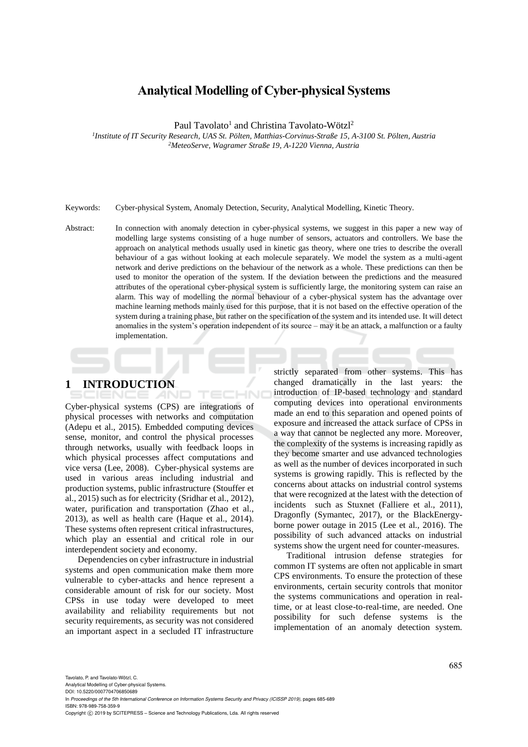# Analytical Modelling of Cyber-physical Systems

Paul Tavolato[1] and Christina Tavolato-Wötzl[2]

[1]*Institute of IT Security Research, UAS St. Pölten, Matthias-Corvinus-Straße 15, A-3100 St. Pölten, Austria*
[2]*MeteoServe, Wagramer Straße 19, A-1220 Vienna, Austria*

Keywords: Cyber-physical System, Anomaly Detection, Security, Analytical Modelling, Kinetic Theory.

Abstract: In connection with anomaly detection in cyber-physical systems, we suggest in this paper a new way of modelling large systems consisting of a huge number of sensors, actuators and controllers. We base the approach on analytical methods usually used in kinetic gas theory, where one tries to describe the overall behaviour of a gas without looking at each molecule separately. We model the system as a multi-agent network and derive predictions on the behaviour of the network as a whole. These predictions can then be used to monitor the operation of the system. If the deviation between the predictions and the measured attributes of the operational cyber-physical system is sufficiently large, the monitoring system can raise an alarm. This way of modelling the normal behaviour of a cyber-physical system has the advantage over machine learning methods mainly used for this purpose, that it is not based on the effective operation of the system during a training phase, but rather on the specification of the system and its intended use. It will detect anomalies in the system's operation independent of its source – may it be an attack, a malfunction or a faulty implementation.

## 1 INTRODUCTION

Cyber-physical systems (CPS) are integrations of physical processes with networks and computation (Adepu et al., 2015). Embedded computing devices sense, monitor, and control the physical processes through networks, usually with feedback loops in which physical processes affect computations and vice versa (Lee, 2008). Cyber-physical systems are used in various areas including industrial and production systems, public infrastructure (Stouffer et al., 2015) such as for electricity (Sridhar et al., 2012), water, purification and transportation (Zhao et al., 2013), as well as health care (Haque et al., 2014). These systems often represent critical infrastructures, which play an essential and critical role in our interdependent society and economy.

Dependencies on cyber infrastructure in industrial systems and open communication make them more vulnerable to cyber-attacks and hence represent a considerable amount of risk for our society. Most CPSs in use today were developed to meet availability and reliability requirements but not security requirements, as security was not considered an important aspect in a secluded IT infrastructure strictly separated from other systems. This has changed dramatically in the last years: the introduction of IP-based technology and standard computing devices into operational environments made an end to this separation and opened points of exposure and increased the attack surface of CPSs in a way that cannot be neglected any more. Moreover, the complexity of the systems is increasing rapidly as they become smarter and use advanced technologies as well as the number of devices incorporated in such systems is growing rapidly. This is reflected by the concerns about attacks on industrial control systems that were recognized at the latest with the detection of incidents such as Stuxnet (Falliere et al., 2011), Dragonfly (Symantec, 2017), or the BlackEnergy-borne power outage in 2015 (Lee et al., 2016). The possibility of such advanced attacks on industrial systems show the urgent need for counter-measures.

Traditional intrusion defense strategies for common IT systems are often not applicable in smart CPS environments. To ensure the protection of these environments, certain security controls that monitor the systems communications and operation in real-time, or at least close-to-real-time, are needed. One possibility for such defense systems is the implementation of an anomaly detection system.

Tavolato, P. and Tavolato-Wötzl, C.
Analytical Modelling of Cyber-physical Systems.
DOI: 10.5220/0007704706850689
In *Proceedings of the 5th International Conference on Information Systems Security and Privacy (ICISSP 2019)*, pages 685-689
ISBN: 978-989-758-359-9
Copyright © 2019 by SCITEPRESS – Science and Technology Publications, Lda. All rights reserved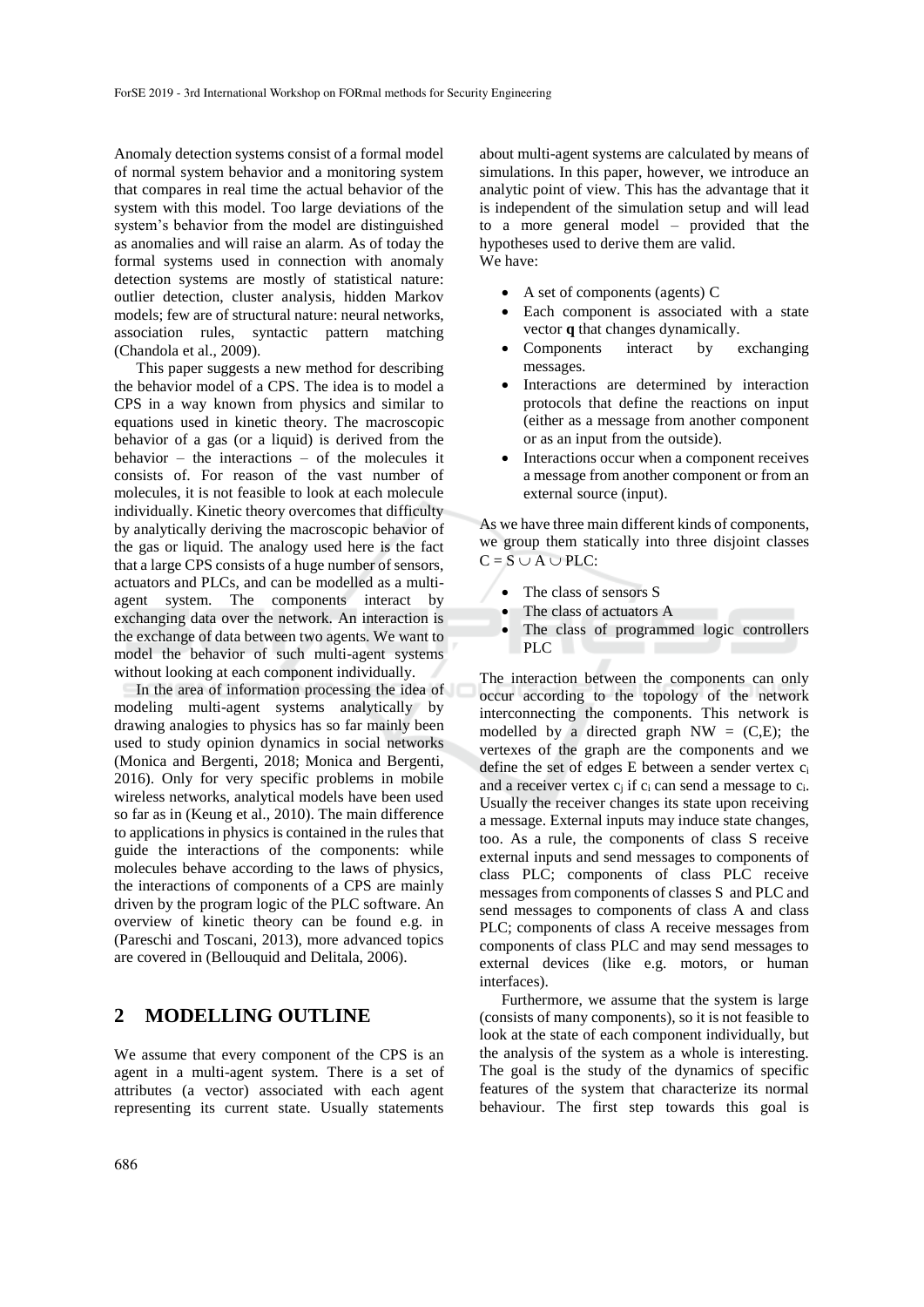Anomaly detection systems consist of a formal model of normal system behavior and a monitoring system that compares in real time the actual behavior of the system with this model. Too large deviations of the system's behavior from the model are distinguished as anomalies and will raise an alarm. As of today the formal systems used in connection with anomaly detection systems are mostly of statistical nature: outlier detection, cluster analysis, hidden Markov models; few are of structural nature: neural networks, association rules, syntactic pattern matching (Chandola et al., 2009).

This paper suggests a new method for describing the behavior model of a CPS. The idea is to model a CPS in a way known from physics and similar to equations used in kinetic theory. The macroscopic behavior of a gas (or a liquid) is derived from the behavior – the interactions – of the molecules it consists of. For reason of the vast number of molecules, it is not feasible to look at each molecule individually. Kinetic theory overcomes that difficulty by analytically deriving the macroscopic behavior of the gas or liquid. The analogy used here is the fact that a large CPS consists of a huge number of sensors, actuators and PLCs, and can be modelled as a multi-agent system. The components interact by exchanging data over the network. An interaction is the exchange of data between two agents. We want to model the behavior of such multi-agent systems without looking at each component individually.

In the area of information processing the idea of modeling multi-agent systems analytically by drawing analogies to physics has so far mainly been used to study opinion dynamics in social networks (Monica and Bergenti, 2018; Monica and Bergenti, 2016). Only for very specific problems in mobile wireless networks, analytical models have been used so far as in (Keung et al., 2010). The main difference to applications in physics is contained in the rules that guide the interactions of the components: while molecules behave according to the laws of physics, the interactions of components of a CPS are mainly driven by the program logic of the PLC software. An overview of kinetic theory can be found e.g. in (Pareschi and Toscani, 2013), more advanced topics are covered in (Bellouquid and Delitala, 2006).

## 2 MODELLING OUTLINE

We assume that every component of the CPS is an agent in a multi-agent system. There is a set of attributes (a vector) associated with each agent representing its current state. Usually statements about multi-agent systems are calculated by means of simulations. In this paper, however, we introduce an analytic point of view. This has the advantage that it is independent of the simulation setup and will lead to a more general model – provided that the hypotheses used to derive them are valid.

We have:

- A set of components (agents) C
- Each component is associated with a state vector **q** that changes dynamically.
- Components interact by exchanging messages.
- Interactions are determined by interaction protocols that define the reactions on input (either as a message from another component or as an input from the outside).
- Interactions occur when a component receives a message from another component or from an external source (input).

As we have three main different kinds of components, we group them statically into three disjoint classes $C = S \cup A \cup PLC$:

- The class of sensors S
- The class of actuators A
- The class of programmed logic controllers PLC

The interaction between the components can only occur according to the topology of the network interconnecting the components. This network is modelled by a directed graph $NW = (C,E)$; the vertexes of the graph are the components and we define the set of edges E between a sender vertex $c_i$ and a receiver vertex $c_j$ if $c_i$ can send a message to $c_i$. Usually the receiver changes its state upon receiving a message. External inputs may induce state changes, too. As a rule, the components of class S receive external inputs and send messages to components of class PLC; components of class PLC receive messages from components of classes S and PLC and send messages to components of class A and class PLC; components of class A receive messages from components of class PLC and may send messages to external devices (like e.g. motors, or human interfaces).

Furthermore, we assume that the system is large (consists of many components), so it is not feasible to look at the state of each component individually, but the analysis of the system as a whole is interesting. The goal is the study of the dynamics of specific features of the system that characterize its normal behaviour. The first step towards this goal is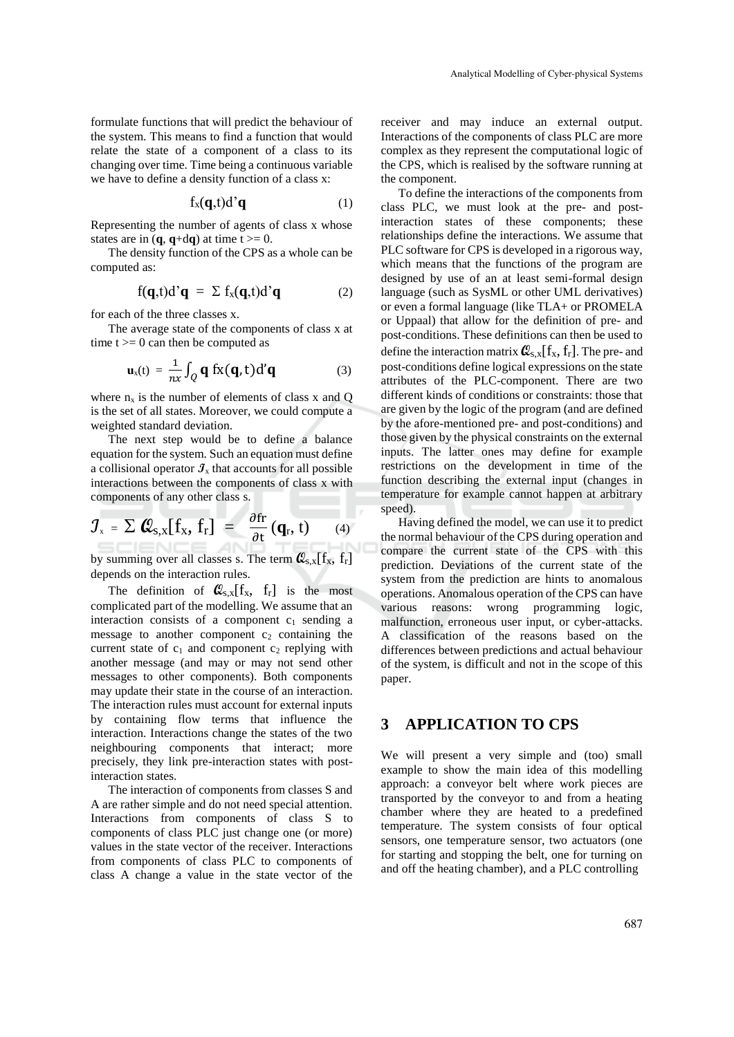formulate functions that will predict the behaviour of the system. This means to find a function that would relate the state of a component of a class to its changing over time. Time being a continuous variable we have to define a density function of a class x:

$$f_x(\mathbf{q},t)d'\mathbf{q} \tag{1}$$

Representing the number of agents of class x whose states are in ($\mathbf{q}$, $\mathbf{q}$+d$\mathbf{q}$) at time t >= 0.

The density function of the CPS as a whole can be computed as:

$$f(\mathbf{q},t)d'\mathbf{q} = \Sigma\, f_x(\mathbf{q},t)d'\mathbf{q} \tag{2}$$

for each of the three classes x.

The average state of the components of class x at time t >= 0 can then be computed as

$$\mathbf{u}_x(t) = \frac{1}{nx}\int_Q \mathbf{q}\, fx(\mathbf{q},t)d'\mathbf{q} \tag{3}$$

where $n_x$ is the number of elements of class x and Q is the set of all states. Moreover, we could compute a weighted standard deviation.

The next step would be to define a balance equation for the system. Such an equation must define a collisional operator $\mathcal{J}_x$ that accounts for all possible interactions between the components of class x with components of any other class s.

$$\mathcal{J}_x = \Sigma\, \mathcal{Q}_{s,x}[f_x, f_r] = \frac{\partial fr}{\partial t}(\mathbf{q}_r, t) \tag{4}$$

by summing over all classes s. The term $\mathcal{Q}_{s,x}[f_x, f_r]$ depends on the interaction rules.

The definition of $\mathcal{Q}_{s,x}[f_x, f_r]$ is the most complicated part of the modelling. We assume that an interaction consists of a component $c_1$ sending a message to another component $c_2$ containing the current state of $c_1$ and component $c_2$ replying with another message (and may or may not send other messages to other components). Both components may update their state in the course of an interaction. The interaction rules must account for external inputs by containing flow terms that influence the interaction. Interactions change the states of the two neighbouring components that interact; more precisely, they link pre-interaction states with post-interaction states.

The interaction of components from classes S and A are rather simple and do not need special attention. Interactions from components of class S to components of class PLC just change one (or more) values in the state vector of the receiver. Interactions from components of class PLC to components of class A change a value in the state vector of the receiver and may induce an external output. Interactions of the components of class PLC are more complex as they represent the computational logic of the CPS, which is realised by the software running at the component.

To define the interactions of the components from class PLC, we must look at the pre- and post-interaction states of these components; these relationships define the interactions. We assume that PLC software for CPS is developed in a rigorous way, which means that the functions of the program are designed by use of an at least semi-formal design language (such as SysML or other UML derivatives) or even a formal language (like TLA+ or PROMELA or Uppaal) that allow for the definition of pre- and post-conditions. These definitions can then be used to define the interaction matrix $\mathcal{Q}_{s,x}[f_x, f_r]$. The pre- and post-conditions define logical expressions on the state attributes of the PLC-component. There are two different kinds of conditions or constraints: those that are given by the logic of the program (and are defined by the afore-mentioned pre- and post-conditions) and those given by the physical constraints on the external inputs. The latter ones may define for example restrictions on the development in time of the function describing the external input (changes in temperature for example cannot happen at arbitrary speed).

Having defined the model, we can use it to predict the normal behaviour of the CPS during operation and compare the current state of the CPS with this prediction. Deviations of the current state of the system from the prediction are hints to anomalous operations. Anomalous operation of the CPS can have various reasons: wrong programming logic, malfunction, erroneous user input, or cyber-attacks. A classification of the reasons based on the differences between predictions and actual behaviour of the system, is difficult and not in the scope of this paper.

## 3 APPLICATION TO CPS

We will present a very simple and (too) small example to show the main idea of this modelling approach: a conveyor belt where work pieces are transported by the conveyor to and from a heating chamber where they are heated to a predefined temperature. The system consists of four optical sensors, one temperature sensor, two actuators (one for starting and stopping the belt, one for turning on and off the heating chamber), and a PLC controlling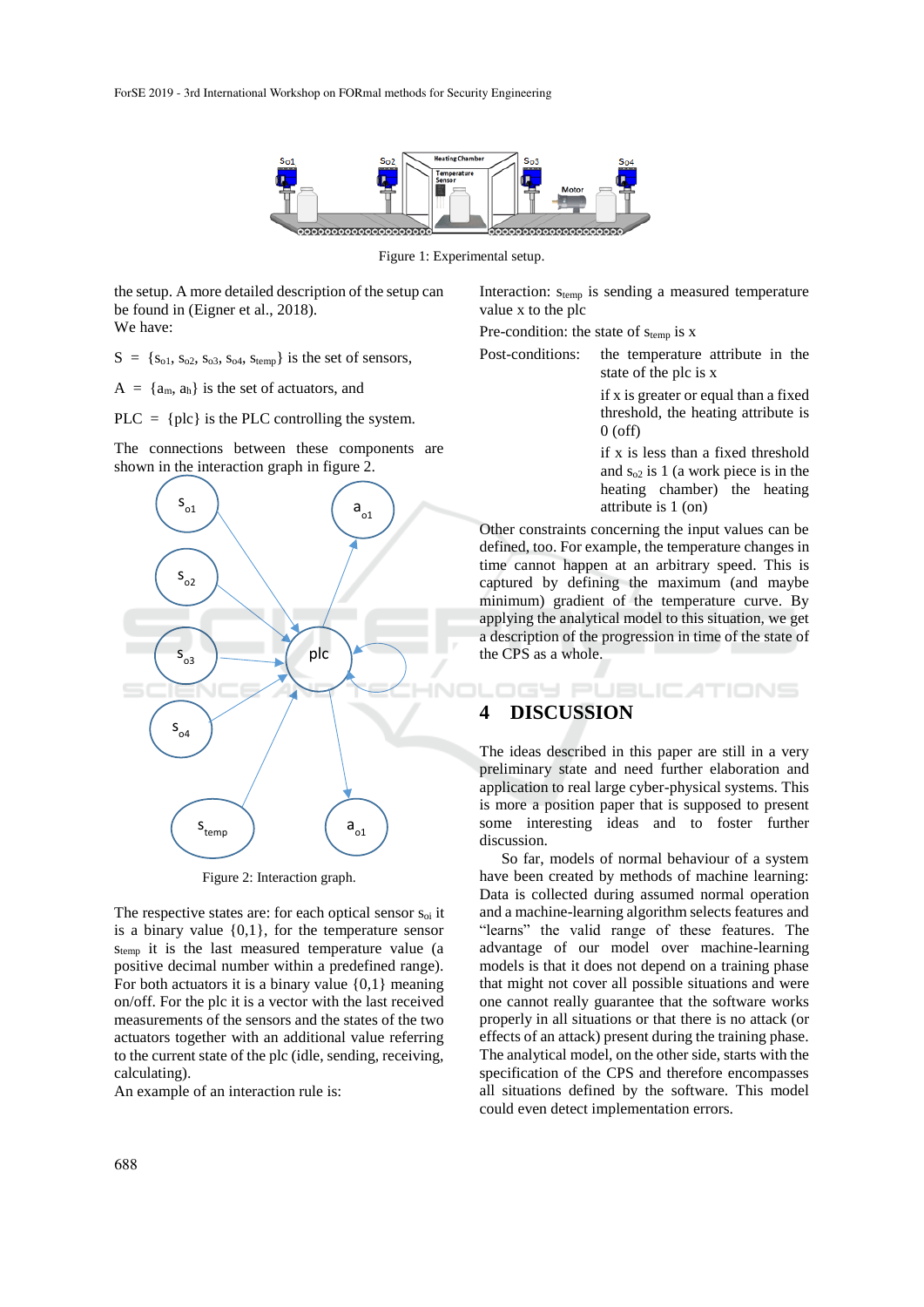Figure 1: Experimental setup.

the setup. A more detailed description of the setup can be found in (Eigner et al., 2018).
We have:

$S = \{s_{o1}, s_{o2}, s_{o3}, s_{o4}, s_{temp}\}$ is the set of sensors,

$A = \{a_m, a_h\}$ is the set of actuators, and

$PLC = \{plc\}$ is the PLC controlling the system.

The connections between these components are shown in the interaction graph in figure 2.

Figure 2: Interaction graph.

The respective states are: for each optical sensor $s_{oi}$ it is a binary value {0,1}, for the temperature sensor $s_{temp}$ it is the last measured temperature value (a positive decimal number within a predefined range). For both actuators it is a binary value {0,1} meaning on/off. For the plc it is a vector with the last received measurements of the sensors and the states of the two actuators together with an additional value referring to the current state of the plc (idle, sending, receiving, calculating).
An example of an interaction rule is:

Interaction: $s_{temp}$ is sending a measured temperature value x to the plc

Pre-condition: the state of $s_{temp}$ is x

Post-conditions:
- the temperature attribute in the state of the plc is x
- if x is greater or equal than a fixed threshold, the heating attribute is 0 (off)
- if x is less than a fixed threshold and $s_{o2}$ is 1 (a work piece is in the heating chamber) the heating attribute is 1 (on)

Other constraints concerning the input values can be defined, too. For example, the temperature changes in time cannot happen at an arbitrary speed. This is captured by defining the maximum (and maybe minimum) gradient of the temperature curve. By applying the analytical model to this situation, we get a description of the progression in time of the state of the CPS as a whole.

## 4 DISCUSSION

The ideas described in this paper are still in a very preliminary state and need further elaboration and application to real large cyber-physical systems. This is more a position paper that is supposed to present some interesting ideas and to foster further discussion.

So far, models of normal behaviour of a system have been created by methods of machine learning: Data is collected during assumed normal operation and a machine-learning algorithm selects features and "learns" the valid range of these features. The advantage of our model over machine-learning models is that it does not depend on a training phase that might not cover all possible situations and were one cannot really guarantee that the software works properly in all situations or that there is no attack (or effects of an attack) present during the training phase. The analytical model, on the other side, starts with the specification of the CPS and therefore encompasses all situations defined by the software. This model could even detect implementation errors.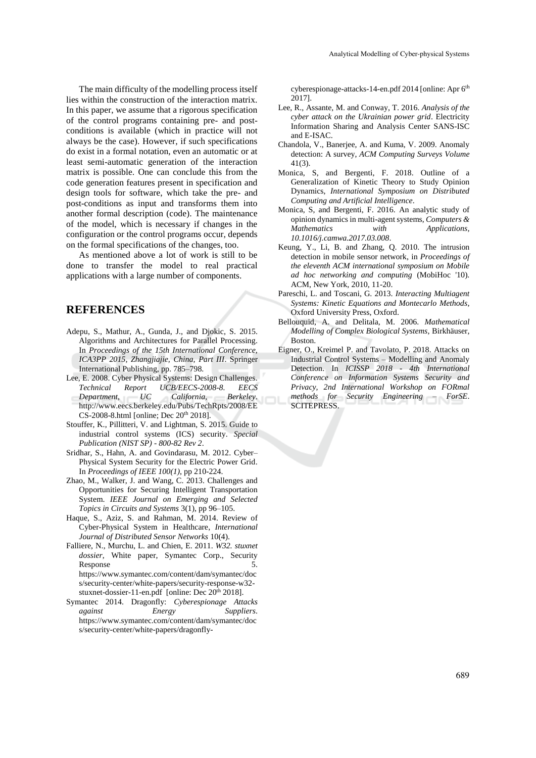The main difficulty of the modelling process itself lies within the construction of the interaction matrix. In this paper, we assume that a rigorous specification of the control programs containing pre- and post-conditions is available (which in practice will not always be the case). However, if such specifications do exist in a formal notation, even an automatic or at least semi-automatic generation of the interaction matrix is possible. One can conclude this from the code generation features present in specification and design tools for software, which take the pre- and post-conditions as input and transforms them into another formal description (code). The maintenance of the model, which is necessary if changes in the configuration or the control programs occur, depends on the formal specifications of the changes, too.

As mentioned above a lot of work is still to be done to transfer the model to real practical applications with a large number of components.

## REFERENCES

Adepu, S., Mathur, A., Gunda, J., and Djokic, S. 2015. Algorithms and Architectures for Parallel Processing. In *Proceedings of the 15th International Conference, ICA3PP 2015, Zhangjiajie, China, Part III*. Springer International Publishing, pp. 785–798.

Lee, E. 2008. Cyber Physical Systems: Design Challenges. *Technical Report UCB/EECS-2008-8. EECS Department, UC California, Berkeley*. http://www.eecs.berkeley.edu/Pubs/TechRpts/2008/EECS-2008-8.html [online; Dec 20th 2018].

Stouffer, K., Pillitteri, V. and Lightman, S. 2015. Guide to industrial control systems (ICS) security. *Special Publication (NIST SP) - 800-82 Rev 2*.

Sridhar, S., Hahn, A. and Govindarasu, M. 2012. Cyber–Physical System Security for the Electric Power Grid. In *Proceedings of IEEE 100(1)*, pp 210-224.

Zhao, M., Walker, J. and Wang, C. 2013. Challenges and Opportunities for Securing Intelligent Transportation System. *IEEE Journal on Emerging and Selected Topics in Circuits and Systems* 3(1), pp 96–105.

Haque, S., Aziz, S. and Rahman, M. 2014. Review of Cyber-Physical System in Healthcare, *International Journal of Distributed Sensor Networks* 10(4).

Falliere, N., Murchu, L. and Chien, E. 2011. *W32. stuxnet dossier*, White paper, Symantec Corp., Security Response 5. https://www.symantec.com/content/dam/symantec/docs/security-center/white-papers/security-response-w32-stuxnet-dossier-11-en.pdf [online: Dec 20th 2018].

Symantec 2014. Dragonfly: *Cyberespionage Attacks against Energy Suppliers*. https://www.symantec.com/content/dam/symantec/docs/security-center/white-papers/dragonfly-cyberespionage-attacks-14-en.pdf 2014 [online: Apr 6th 2017].

Lee, R., Assante, M. and Conway, T. 2016. *Analysis of the cyber attack on the Ukrainian power grid*. Electricity Information Sharing and Analysis Center SANS-ISC and E-ISAC.

Chandola, V., Banerjee, A. and Kuma, V. 2009. Anomaly detection: A survey, *ACM Computing Surveys Volume* 41(3).

Monica, S, and Bergenti, F. 2018. Outline of a Generalization of Kinetic Theory to Study Opinion Dynamics, *International Symposium on Distributed Computing and Artificial Intelligence*.

Monica, S, and Bergenti, F. 2016. An analytic study of opinion dynamics in multi-agent systems, *Computers & Mathematics with Applications, 10.1016/j.camwa.2017.03.008*.

Keung, Y., Li, B. and Zhang, Q. 2010. The intrusion detection in mobile sensor network, in *Proceedings of the eleventh ACM international symposium on Mobile ad hoc networking and computing* (MobiHoc '10). ACM, New York, 2010, 11-20.

Pareschi, L. and Toscani, G. 2013. *Interacting Multiagent Systems: Kinetic Equations and Montecarlo Methods*, Oxford University Press, Oxford.

Bellouquid, A. and Delitala, M. 2006. *Mathematical Modelling of Complex Biological Systems*, Birkhäuser, Boston.

Eigner, O., Kreimel P. and Tavolato, P. 2018. Attacks on Industrial Control Systems – Modelling and Anomaly Detection. In *ICISSP 2018 - 4th International Conference on Information Systems Security and Privacy, 2nd International Workshop on FORmal methods for Security Engineering – ForSE*. SCITEPRESS.